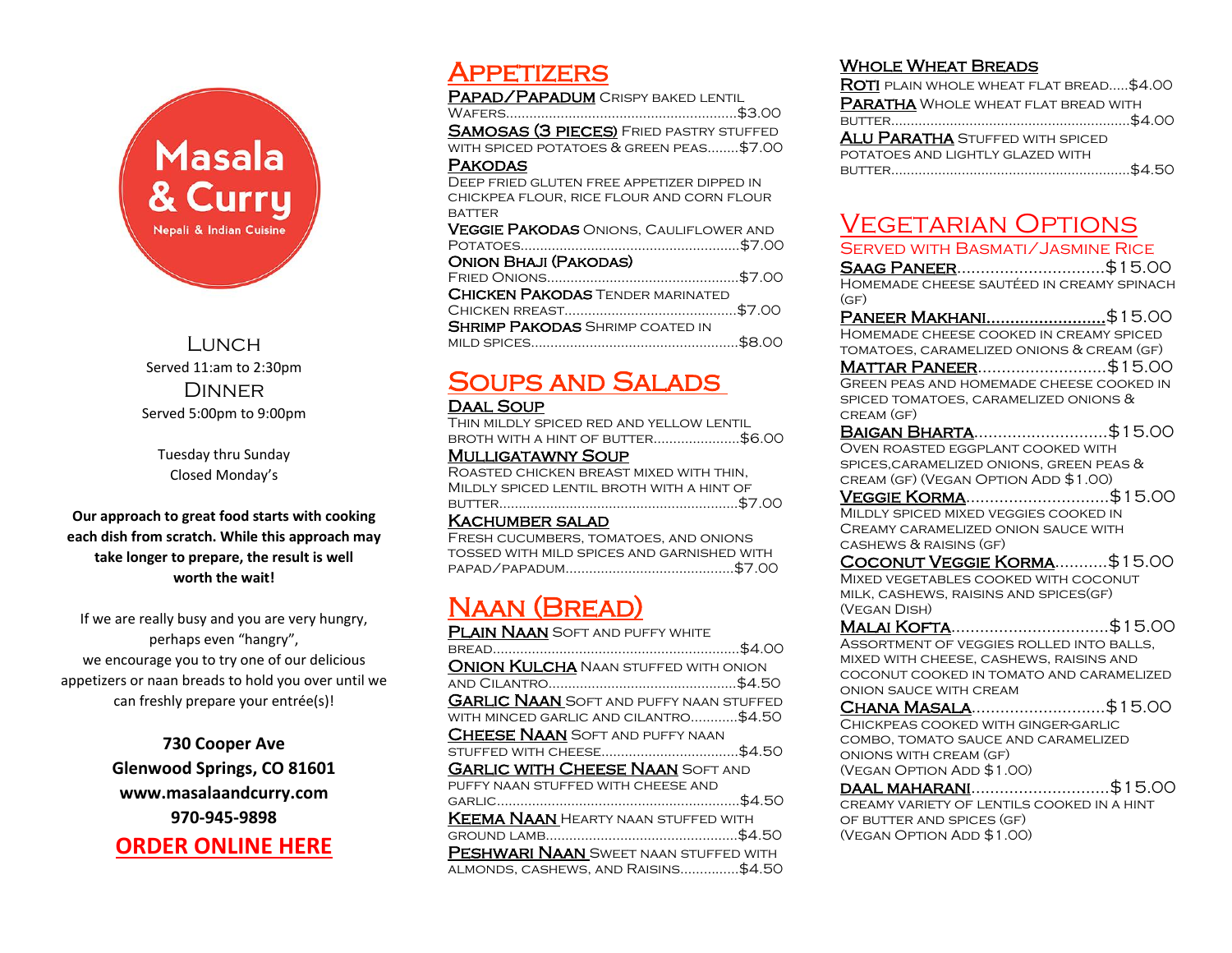Masala & Curry
Nepali & Indian Cuisine

LUNCH
Served 11:am to 2:30pm
DINNER
Served 5:00pm to 9:00pm

Tuesday thru Sunday
Closed Monday's

**Our approach to great food starts with cooking each dish from scratch. While this approach may take longer to prepare, the result is well worth the wait!**

If we are really busy and you are very hungry, perhaps even "hangry", we encourage you to try one of our delicious appetizers or naan breads to hold you over until we can freshly prepare your entrée(s)!

**730 Cooper Ave**
**Glenwood Springs, CO 81601**
**www.masalaandcurry.com**
**970-945-9898**

**ORDER ONLINE HERE**

# APPETIZERS

**PAPAD/PAPADUM** Crispy baked lentil wafers....$3.00

**SAMOSAS (3 PIECES)** Fried pastry stuffed with spiced potatoes & green peas....$7.00

**PAKODAS**
Deep fried gluten free appetizer dipped in chickpea flour, rice flour and corn flour batter

**VEGGIE PAKODAS** Onions, cauliflower and potatoes....$7.00

**ONION BHAJI (PAKODAS)**
Fried onions....$7.00

**CHICKEN PAKODAS** Tender marinated chicken rreast....$7.00

**SHRIMP PAKODAS** Shrimp coated in mild spices....$8.00

# SOUPS AND SALADS

**DAAL SOUP**
Thin mildly spiced red and yellow lentil broth with a hint of butter....$6.00

**MULLIGATAWNY SOUP**
Roasted chicken breast mixed with thin, mildly spiced lentil broth with a hint of butter....$7.00

**KACHUMBER SALAD**
Fresh cucumbers, tomatoes, and onions tossed with mild spices and garnished with papad/papadum....$7.00

# NAAN (BREAD)

**PLAIN NAAN** Soft and puffy white bread....$4.00

**ONION KULCHA** Naan stuffed with onion and cilantro....$4.50

**GARLIC NAAN** Soft and puffy naan stuffed with minced garlic and cilantro....$4.50

**CHEESE NAAN** Soft and puffy naan stuffed with cheese....$4.50

**GARLIC WITH CHEESE NAAN** Soft and puffy naan stuffed with cheese and garlic....$4.50

**KEEMA NAAN** Hearty naan stuffed with ground lamb....$4.50

**PESHWARI NAAN** Sweet naan stuffed with almonds, cashews, and raisins....$4.50

## WHOLE WHEAT BREADS

**ROTI** Plain whole wheat flat bread.....$4.00

**PARATHA** Whole wheat flat bread with butter....$4.00

**ALU PARATHA** Stuffed with spiced potatoes and lightly glazed with butter....$4.50

# VEGETARIAN OPTIONS

Served with Basmati/Jasmine Rice

**SAAG PANEER**....$15.00
Homemade cheese sautéed in creamy spinach (GF)

**PANEER MAKHANI**....$15.00
Homemade cheese cooked in creamy spiced tomatoes, caramelized onions & cream (GF)

**MATTAR PANEER**....$15.00
Green peas and homemade cheese cooked in spiced tomatoes, caramelized onions & cream (GF)

**BAIGAN BHARTA**....$15.00
Oven roasted eggplant cooked with spices, caramelized onions, green peas & cream (GF) (Vegan option add $1.00)

**VEGGIE KORMA**....$15.00
Mildly spiced mixed veggies cooked in creamy caramelized onion sauce with cashews & raisins (GF)

**COCONUT VEGGIE KORMA**....$15.00
Mixed vegetables cooked with coconut milk, cashews, raisins and spices(GF) (Vegan Dish)

**MALAI KOFTA**....$15.00
Assortment of veggies rolled into balls, mixed with cheese, cashews, raisins and coconut cooked in tomato and caramelized onion sauce with cream

**CHANA MASALA**....$15.00
Chickpeas cooked with ginger-garlic combo, tomato sauce and caramelized onions with cream (GF)
(Vegan option add $1.00)

**DAAL MAHARANI**....$15.00
Creamy variety of lentils cooked in a hint of butter and spices (GF)
(Vegan option add $1.00)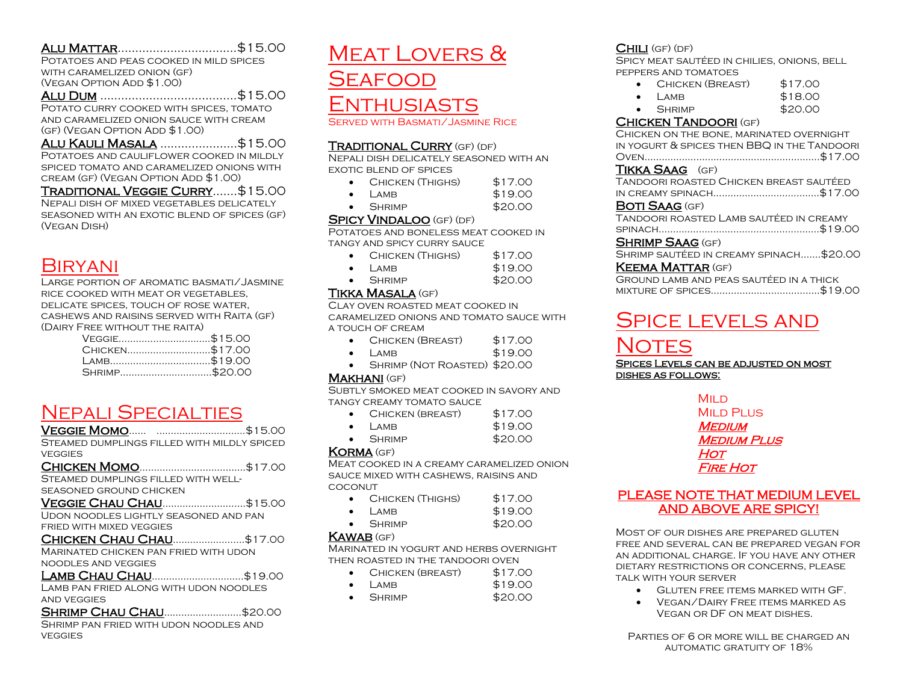**Alu Mattar**..................................$15.00
Potatoes and peas cooked in mild spices with caramelized onion (GF) (Vegan Option Add $1.00)

**Alu Dum** .......................................$15.00
Potato curry cooked with spices, tomato and caramelized onion sauce with cream (GF) (Vegan Option Add $1.00)

**Alu Kauli Masala** ......................$15.00
Potatoes and cauliflower cooked in mildly spiced tomato and caramelized onions with cream (GF) (Vegan Option Add $1.00)

**Traditional Veggie Curry**.......$15.00
Nepali dish of mixed vegetables delicately seasoned with an exotic blend of spices (GF) (Vegan Dish)

## Biryani

Large portion of aromatic Basmati/Jasmine rice cooked with meat or vegetables, delicate spices, touch of rose water, cashews and raisins served with Raita (GF) (Dairy Free without the Raita)

- Veggie................................$15.00
- Chicken.............................$17.00
- Lamb...................................$19.00
- Shrimp................................$20.00

## Nepali Specialties

**Veggie Momo**...... ...............................$15.00
Steamed dumplings filled with mildly spiced veggies

**Chicken Momo**....................................$17.00
Steamed dumplings filled with well-seasoned ground chicken

**Veggie Chau Chau**............................$15.00
Udon noodles lightly seasoned and pan fried with mixed veggies

**Chicken Chau Chau**........................$17.00
Marinated chicken pan fried with udon noodles and veggies

**Lamb Chau Chau**................................$19.00
Lamb pan fried along with udon noodles and veggies

**Shrimp Chau Chau**...........................$20.00
Shrimp pan fried with udon noodles and veggies

## Meat Lovers & Seafood Enthusiasts

Served with Basmati/Jasmine Rice

**Traditional Curry** (GF) (DF)
Nepali dish delicately seasoned with an exotic blend of spices

- Chicken (Thighs) $17.00
- Lamb $19.00
- Shrimp $20.00

**Spicy Vindaloo** (GF) (DF)
Potatoes and boneless meat cooked in tangy and spicy curry sauce

- Chicken (Thighs) $17.00
- Lamb $19.00
- Shrimp $20.00

**Tikka Masala** (GF)
Clay oven roasted meat cooked in caramelized onions and tomato sauce with a touch of cream

- Chicken (Breast) $17.00
- Lamb $19.00
- Shrimp (Not Roasted) $20.00

**Makhani** (GF)
Subtly smoked meat cooked in savory and tangy creamy tomato sauce

- Chicken (breast) $17.00
- Lamb $19.00
- Shrimp $20.00

**Korma** (GF)
Meat cooked in a creamy caramelized onion sauce mixed with cashews, raisins and coconut

- Chicken (Thighs) $17.00
- Lamb $19.00
- Shrimp $20.00

**Kawab** (GF)
Marinated in yogurt and herbs overnight then roasted in the tandoori oven

- Chicken (breast) $17.00
- Lamb $19.00
- Shrimp $20.00

**Chili** (GF) (DF)
Spicy meat sautéed in chilies, onions, bell peppers and tomatoes

- Chicken (Breast) $17.00
- Lamb $18.00
- Shrimp $20.00

**Chicken Tandoori** (GF)
Chicken on the bone, marinated overnight in yogurt & spices then BBQ in the tandoori oven............................................................$17.00

**Tikka Saag** (GF)
Tandoori roasted chicken breast sautéed in creamy spinach.....................................$17.00

**Boti Saag** (GF)
Tandoori roasted lamb sautéed in creamy spinach........................................................$19.00

**Shrimp Saag** (GF)
Shrimp sautéed in creamy spinach.......$20.00

**Keema Mattar** (GF)
Ground lamb and peas sautéed in a thick mixture of spices......................................$19.00

## Spice Levels and Notes

**Spices Levels can be adjusted on most dishes as follows:**

Mild
Mild Plus
***Medium***
***Medium Plus***
***Hot***
***Fire Hot***

**PLEASE NOTE THAT MEDIUM LEVEL AND ABOVE ARE SPICY!**

Most of our dishes are prepared gluten free and several can be prepared vegan for an additional charge. If you have any other dietary restrictions or concerns, please talk with your server

- Gluten free items marked with GF.
- Vegan/Dairy Free items marked as Vegan or DF on meat dishes.

Parties of 6 or more will be charged an automatic gratuity of 18%